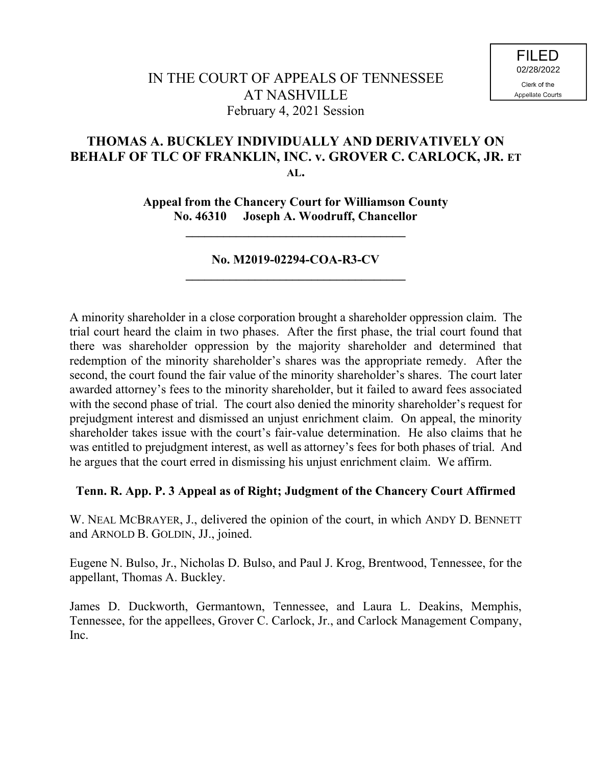FILED
02/28/2022
Clerk of the
Appellate Courts

# IN THE COURT OF APPEALS OF TENNESSEE AT NASHVILLE

February 4, 2021 Session

## THOMAS A. BUCKLEY INDIVIDUALLY AND DERIVATIVELY ON BEHALF OF TLC OF FRANKLIN, INC. v. GROVER C. CARLOCK, JR. ET AL.

**Appeal from the Chancery Court for Williamson County**
**No. 46310 Joseph A. Woodruff, Chancellor**

---

**No. M2019-02294-COA-R3-CV**

---

A minority shareholder in a close corporation brought a shareholder oppression claim. The trial court heard the claim in two phases. After the first phase, the trial court found that there was shareholder oppression by the majority shareholder and determined that redemption of the minority shareholder's shares was the appropriate remedy. After the second, the court found the fair value of the minority shareholder's shares. The court later awarded attorney's fees to the minority shareholder, but it failed to award fees associated with the second phase of trial. The court also denied the minority shareholder's request for prejudgment interest and dismissed an unjust enrichment claim. On appeal, the minority shareholder takes issue with the court's fair-value determination. He also claims that he was entitled to prejudgment interest, as well as attorney's fees for both phases of trial. And he argues that the court erred in dismissing his unjust enrichment claim. We affirm.

**Tenn. R. App. P. 3 Appeal as of Right; Judgment of the Chancery Court Affirmed**

W. NEAL MCBRAYER, J., delivered the opinion of the court, in which ANDY D. BENNETT and ARNOLD B. GOLDIN, JJ., joined.

Eugene N. Bulso, Jr., Nicholas D. Bulso, and Paul J. Krog, Brentwood, Tennessee, for the appellant, Thomas A. Buckley.

James D. Duckworth, Germantown, Tennessee, and Laura L. Deakins, Memphis, Tennessee, for the appellees, Grover C. Carlock, Jr., and Carlock Management Company, Inc.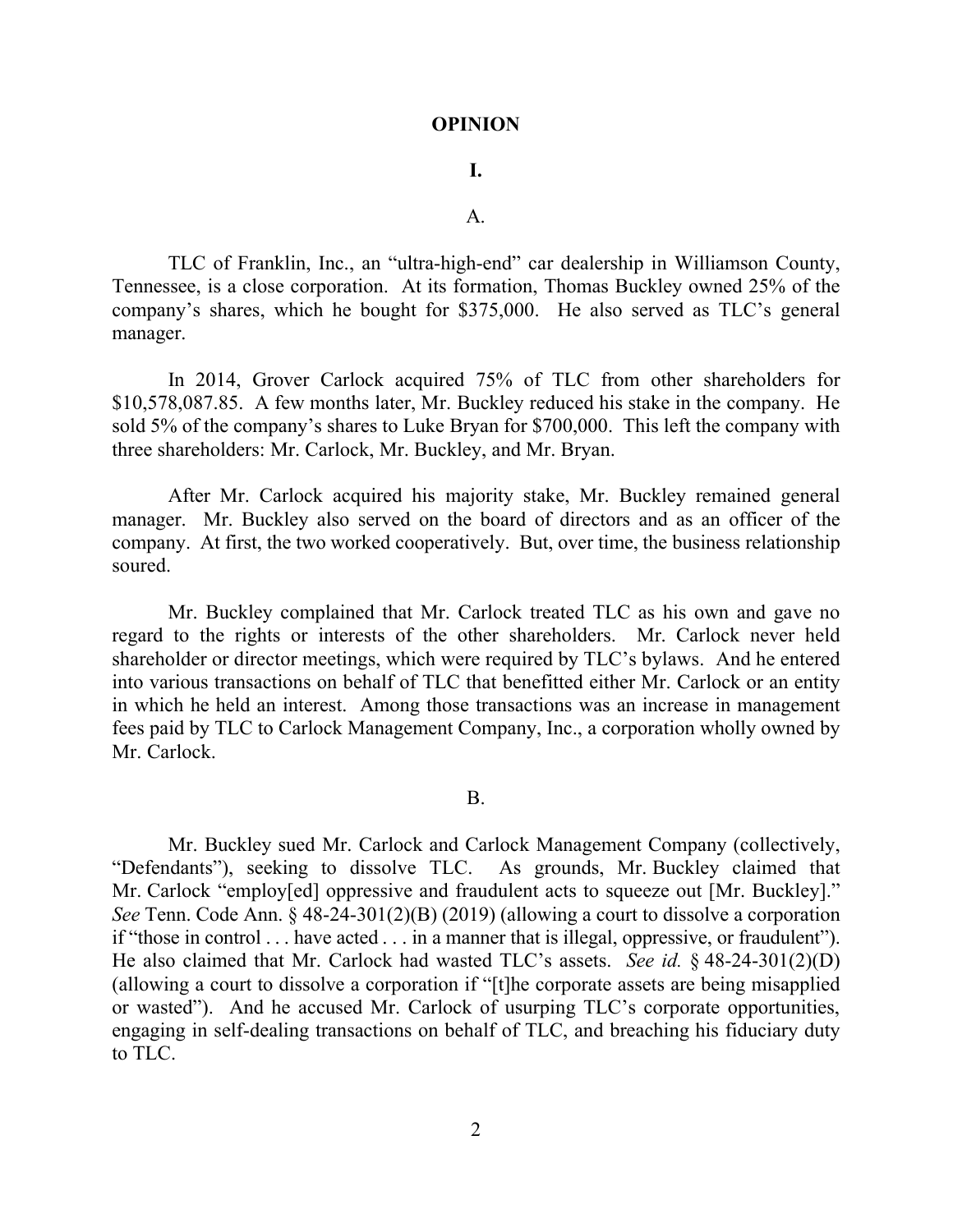# OPINION

## I.

### A.

TLC of Franklin, Inc., an "ultra-high-end" car dealership in Williamson County, Tennessee, is a close corporation. At its formation, Thomas Buckley owned 25% of the company's shares, which he bought for $375,000. He also served as TLC's general manager.

In 2014, Grover Carlock acquired 75% of TLC from other shareholders for $10,578,087.85. A few months later, Mr. Buckley reduced his stake in the company. He sold 5% of the company's shares to Luke Bryan for $700,000. This left the company with three shareholders: Mr. Carlock, Mr. Buckley, and Mr. Bryan.

After Mr. Carlock acquired his majority stake, Mr. Buckley remained general manager. Mr. Buckley also served on the board of directors and as an officer of the company. At first, the two worked cooperatively. But, over time, the business relationship soured.

Mr. Buckley complained that Mr. Carlock treated TLC as his own and gave no regard to the rights or interests of the other shareholders. Mr. Carlock never held shareholder or director meetings, which were required by TLC's bylaws. And he entered into various transactions on behalf of TLC that benefitted either Mr. Carlock or an entity in which he held an interest. Among those transactions was an increase in management fees paid by TLC to Carlock Management Company, Inc., a corporation wholly owned by Mr. Carlock.

### B.

Mr. Buckley sued Mr. Carlock and Carlock Management Company (collectively, "Defendants"), seeking to dissolve TLC. As grounds, Mr. Buckley claimed that Mr. Carlock "employ[ed] oppressive and fraudulent acts to squeeze out [Mr. Buckley]." *See* Tenn. Code Ann. § 48-24-301(2)(B) (2019) (allowing a court to dissolve a corporation if "those in control . . . have acted . . . in a manner that is illegal, oppressive, or fraudulent"). He also claimed that Mr. Carlock had wasted TLC's assets. *See id.* § 48-24-301(2)(D) (allowing a court to dissolve a corporation if "[t]he corporate assets are being misapplied or wasted"). And he accused Mr. Carlock of usurping TLC's corporate opportunities, engaging in self-dealing transactions on behalf of TLC, and breaching his fiduciary duty to TLC.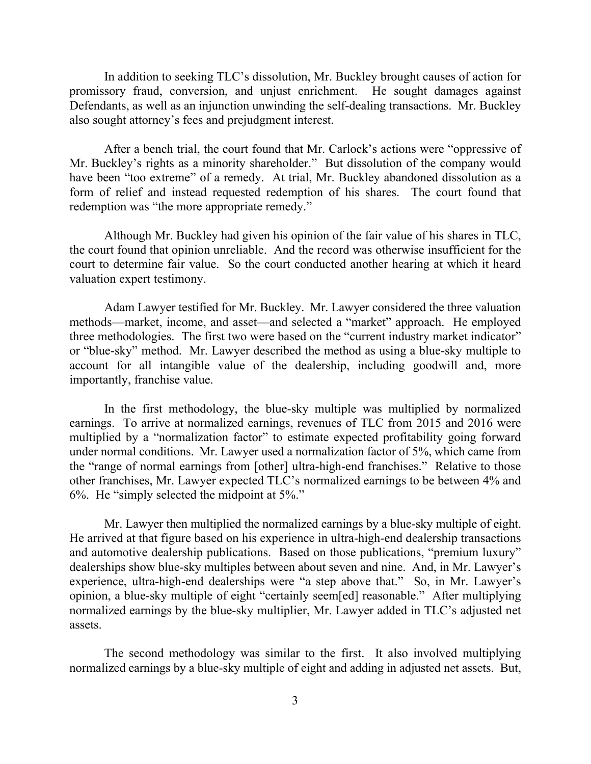In addition to seeking TLC's dissolution, Mr. Buckley brought causes of action for promissory fraud, conversion, and unjust enrichment. He sought damages against Defendants, as well as an injunction unwinding the self-dealing transactions. Mr. Buckley also sought attorney's fees and prejudgment interest.

After a bench trial, the court found that Mr. Carlock's actions were "oppressive of Mr. Buckley's rights as a minority shareholder." But dissolution of the company would have been "too extreme" of a remedy. At trial, Mr. Buckley abandoned dissolution as a form of relief and instead requested redemption of his shares. The court found that redemption was "the more appropriate remedy."

Although Mr. Buckley had given his opinion of the fair value of his shares in TLC, the court found that opinion unreliable. And the record was otherwise insufficient for the court to determine fair value. So the court conducted another hearing at which it heard valuation expert testimony.

Adam Lawyer testified for Mr. Buckley. Mr. Lawyer considered the three valuation methods—market, income, and asset—and selected a "market" approach. He employed three methodologies. The first two were based on the "current industry market indicator" or "blue-sky" method. Mr. Lawyer described the method as using a blue-sky multiple to account for all intangible value of the dealership, including goodwill and, more importantly, franchise value.

In the first methodology, the blue-sky multiple was multiplied by normalized earnings. To arrive at normalized earnings, revenues of TLC from 2015 and 2016 were multiplied by a "normalization factor" to estimate expected profitability going forward under normal conditions. Mr. Lawyer used a normalization factor of 5%, which came from the "range of normal earnings from [other] ultra-high-end franchises." Relative to those other franchises, Mr. Lawyer expected TLC's normalized earnings to be between 4% and 6%. He "simply selected the midpoint at 5%."

Mr. Lawyer then multiplied the normalized earnings by a blue-sky multiple of eight. He arrived at that figure based on his experience in ultra-high-end dealership transactions and automotive dealership publications. Based on those publications, "premium luxury" dealerships show blue-sky multiples between about seven and nine. And, in Mr. Lawyer's experience, ultra-high-end dealerships were "a step above that." So, in Mr. Lawyer's opinion, a blue-sky multiple of eight "certainly seem[ed] reasonable." After multiplying normalized earnings by the blue-sky multiplier, Mr. Lawyer added in TLC's adjusted net assets.

The second methodology was similar to the first. It also involved multiplying normalized earnings by a blue-sky multiple of eight and adding in adjusted net assets. But,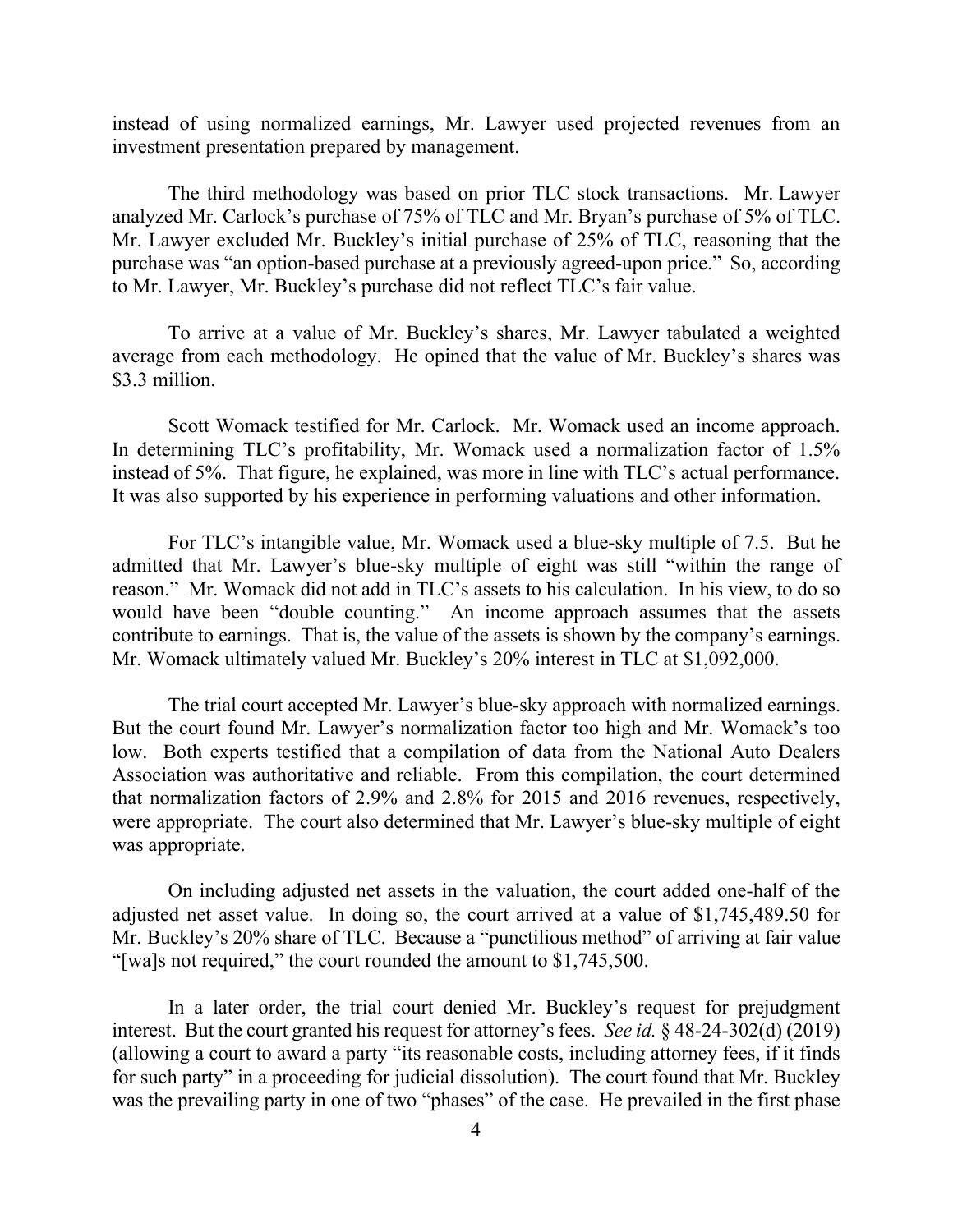instead of using normalized earnings, Mr. Lawyer used projected revenues from an investment presentation prepared by management.

The third methodology was based on prior TLC stock transactions. Mr. Lawyer analyzed Mr. Carlock's purchase of 75% of TLC and Mr. Bryan's purchase of 5% of TLC. Mr. Lawyer excluded Mr. Buckley's initial purchase of 25% of TLC, reasoning that the purchase was "an option-based purchase at a previously agreed-upon price." So, according to Mr. Lawyer, Mr. Buckley's purchase did not reflect TLC's fair value.

To arrive at a value of Mr. Buckley's shares, Mr. Lawyer tabulated a weighted average from each methodology. He opined that the value of Mr. Buckley's shares was $3.3 million.

Scott Womack testified for Mr. Carlock. Mr. Womack used an income approach. In determining TLC's profitability, Mr. Womack used a normalization factor of 1.5% instead of 5%. That figure, he explained, was more in line with TLC's actual performance. It was also supported by his experience in performing valuations and other information.

For TLC's intangible value, Mr. Womack used a blue-sky multiple of 7.5. But he admitted that Mr. Lawyer's blue-sky multiple of eight was still "within the range of reason." Mr. Womack did not add in TLC's assets to his calculation. In his view, to do so would have been "double counting." An income approach assumes that the assets contribute to earnings. That is, the value of the assets is shown by the company's earnings. Mr. Womack ultimately valued Mr. Buckley's 20% interest in TLC at $1,092,000.

The trial court accepted Mr. Lawyer's blue-sky approach with normalized earnings. But the court found Mr. Lawyer's normalization factor too high and Mr. Womack's too low. Both experts testified that a compilation of data from the National Auto Dealers Association was authoritative and reliable. From this compilation, the court determined that normalization factors of 2.9% and 2.8% for 2015 and 2016 revenues, respectively, were appropriate. The court also determined that Mr. Lawyer's blue-sky multiple of eight was appropriate.

On including adjusted net assets in the valuation, the court added one-half of the adjusted net asset value. In doing so, the court arrived at a value of $1,745,489.50 for Mr. Buckley's 20% share of TLC. Because a "punctilious method" of arriving at fair value "[wa]s not required," the court rounded the amount to $1,745,500.

In a later order, the trial court denied Mr. Buckley's request for prejudgment interest. But the court granted his request for attorney's fees. *See id.* § 48-24-302(d) (2019) (allowing a court to award a party "its reasonable costs, including attorney fees, if it finds for such party" in a proceeding for judicial dissolution). The court found that Mr. Buckley was the prevailing party in one of two "phases" of the case. He prevailed in the first phase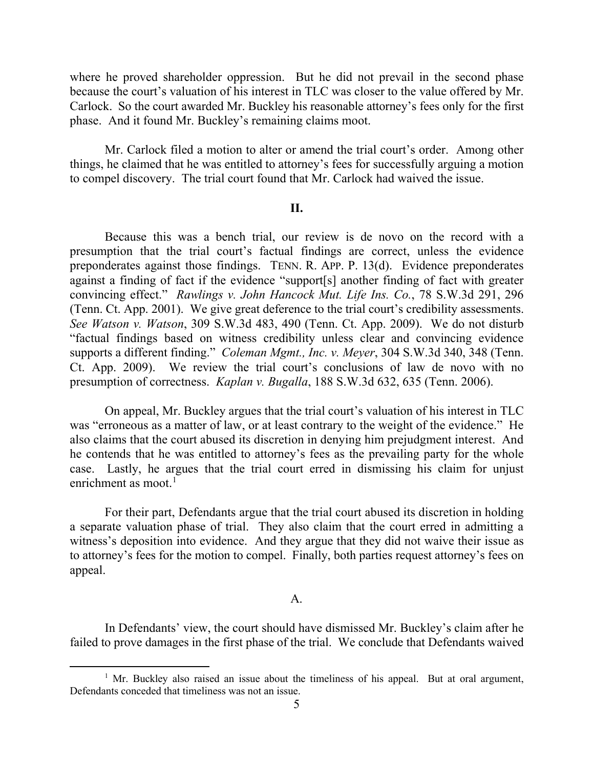where he proved shareholder oppression. But he did not prevail in the second phase because the court's valuation of his interest in TLC was closer to the value offered by Mr. Carlock. So the court awarded Mr. Buckley his reasonable attorney's fees only for the first phase. And it found Mr. Buckley's remaining claims moot.

Mr. Carlock filed a motion to alter or amend the trial court's order. Among other things, he claimed that he was entitled to attorney's fees for successfully arguing a motion to compel discovery. The trial court found that Mr. Carlock had waived the issue.

## II.

Because this was a bench trial, our review is de novo on the record with a presumption that the trial court's factual findings are correct, unless the evidence preponderates against those findings. TENN. R. APP. P. 13(d). Evidence preponderates against a finding of fact if the evidence "support[s] another finding of fact with greater convincing effect." *Rawlings v. John Hancock Mut. Life Ins. Co.*, 78 S.W.3d 291, 296 (Tenn. Ct. App. 2001). We give great deference to the trial court's credibility assessments. *See Watson v. Watson*, 309 S.W.3d 483, 490 (Tenn. Ct. App. 2009). We do not disturb "factual findings based on witness credibility unless clear and convincing evidence supports a different finding." *Coleman Mgmt., Inc. v. Meyer*, 304 S.W.3d 340, 348 (Tenn. Ct. App. 2009). We review the trial court's conclusions of law de novo with no presumption of correctness. *Kaplan v. Bugalla*, 188 S.W.3d 632, 635 (Tenn. 2006).

On appeal, Mr. Buckley argues that the trial court's valuation of his interest in TLC was "erroneous as a matter of law, or at least contrary to the weight of the evidence." He also claims that the court abused its discretion in denying him prejudgment interest. And he contends that he was entitled to attorney's fees as the prevailing party for the whole case. Lastly, he argues that the trial court erred in dismissing his claim for unjust enrichment as moot.[1]

For their part, Defendants argue that the trial court abused its discretion in holding a separate valuation phase of trial. They also claim that the court erred in admitting a witness's deposition into evidence. And they argue that they did not waive their issue as to attorney's fees for the motion to compel. Finally, both parties request attorney's fees on appeal.

### A.

In Defendants' view, the court should have dismissed Mr. Buckley's claim after he failed to prove damages in the first phase of the trial. We conclude that Defendants waived

[1] Mr. Buckley also raised an issue about the timeliness of his appeal. But at oral argument, Defendants conceded that timeliness was not an issue.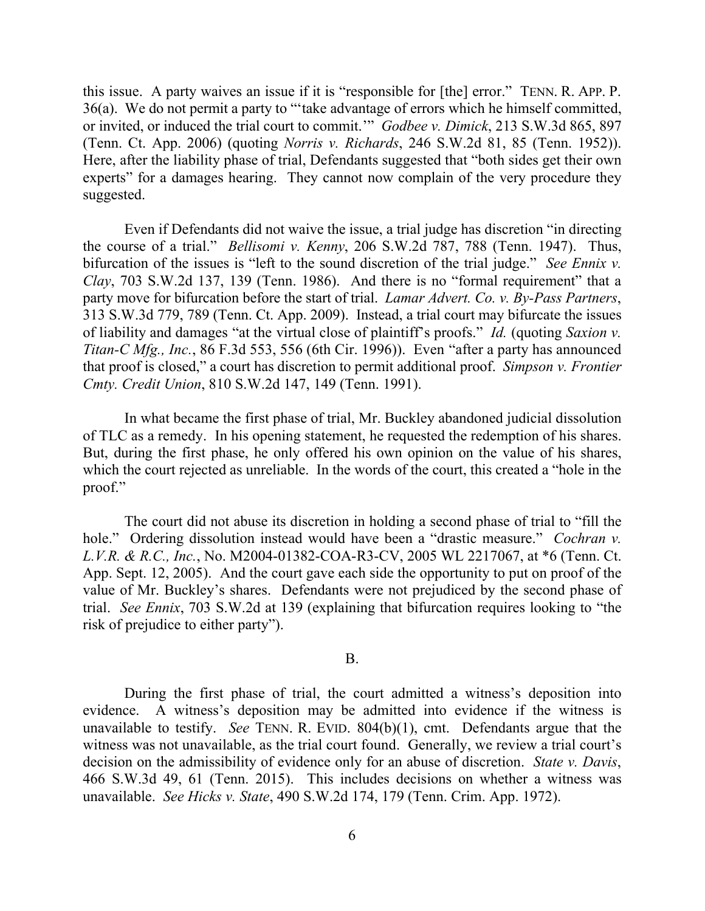this issue. A party waives an issue if it is "responsible for [the] error." TENN. R. APP. P. 36(a). We do not permit a party to "'take advantage of errors which he himself committed, or invited, or induced the trial court to commit.'" *Godbee v. Dimick*, 213 S.W.3d 865, 897 (Tenn. Ct. App. 2006) (quoting *Norris v. Richards*, 246 S.W.2d 81, 85 (Tenn. 1952)). Here, after the liability phase of trial, Defendants suggested that "both sides get their own experts" for a damages hearing. They cannot now complain of the very procedure they suggested.

Even if Defendants did not waive the issue, a trial judge has discretion "in directing the course of a trial." *Bellisomi v. Kenny*, 206 S.W.2d 787, 788 (Tenn. 1947). Thus, bifurcation of the issues is "left to the sound discretion of the trial judge." *See Ennix v. Clay*, 703 S.W.2d 137, 139 (Tenn. 1986). And there is no "formal requirement" that a party move for bifurcation before the start of trial. *Lamar Advert. Co. v. By-Pass Partners*, 313 S.W.3d 779, 789 (Tenn. Ct. App. 2009). Instead, a trial court may bifurcate the issues of liability and damages "at the virtual close of plaintiff's proofs." *Id.* (quoting *Saxion v. Titan-C Mfg., Inc.*, 86 F.3d 553, 556 (6th Cir. 1996)). Even "after a party has announced that proof is closed," a court has discretion to permit additional proof. *Simpson v. Frontier Cmty. Credit Union*, 810 S.W.2d 147, 149 (Tenn. 1991).

In what became the first phase of trial, Mr. Buckley abandoned judicial dissolution of TLC as a remedy. In his opening statement, he requested the redemption of his shares. But, during the first phase, he only offered his own opinion on the value of his shares, which the court rejected as unreliable. In the words of the court, this created a "hole in the proof."

The court did not abuse its discretion in holding a second phase of trial to "fill the hole." Ordering dissolution instead would have been a "drastic measure." *Cochran v. L.V.R. & R.C., Inc.*, No. M2004-01382-COA-R3-CV, 2005 WL 2217067, at *6 (Tenn. Ct. App. Sept. 12, 2005). And the court gave each side the opportunity to put on proof of the value of Mr. Buckley's shares. Defendants were not prejudiced by the second phase of trial. *See Ennix*, 703 S.W.2d at 139 (explaining that bifurcation requires looking to "the risk of prejudice to either party").

B.

During the first phase of trial, the court admitted a witness's deposition into evidence. A witness's deposition may be admitted into evidence if the witness is unavailable to testify. *See* TENN. R. EVID. 804(b)(1), cmt. Defendants argue that the witness was not unavailable, as the trial court found. Generally, we review a trial court's decision on the admissibility of evidence only for an abuse of discretion. *State v. Davis*, 466 S.W.3d 49, 61 (Tenn. 2015). This includes decisions on whether a witness was unavailable. *See Hicks v. State*, 490 S.W.2d 174, 179 (Tenn. Crim. App. 1972).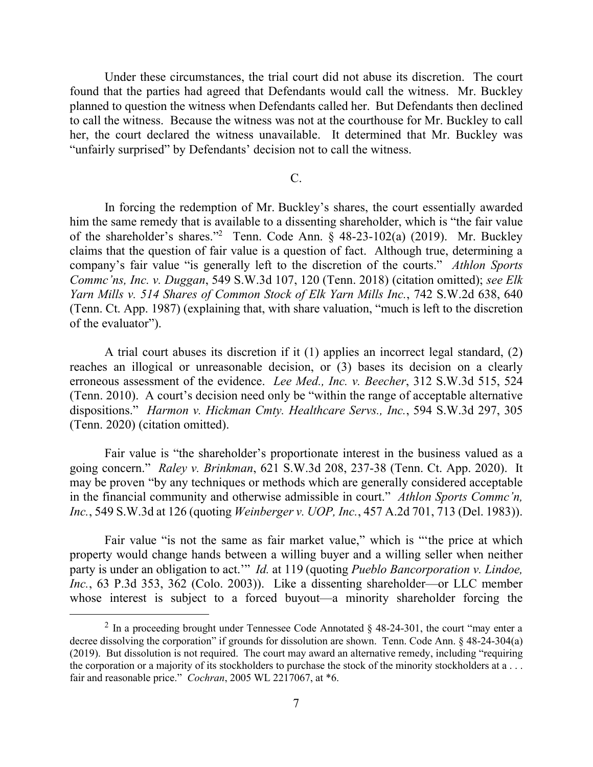Under these circumstances, the trial court did not abuse its discretion. The court found that the parties had agreed that Defendants would call the witness. Mr. Buckley planned to question the witness when Defendants called her. But Defendants then declined to call the witness. Because the witness was not at the courthouse for Mr. Buckley to call her, the court declared the witness unavailable. It determined that Mr. Buckley was "unfairly surprised" by Defendants' decision not to call the witness.

C.

In forcing the redemption of Mr. Buckley's shares, the court essentially awarded him the same remedy that is available to a dissenting shareholder, which is "the fair value of the shareholder's shares."[2] Tenn. Code Ann. § 48-23-102(a) (2019). Mr. Buckley claims that the question of fair value is a question of fact. Although true, determining a company's fair value "is generally left to the discretion of the courts." *Athlon Sports Commc'ns, Inc. v. Duggan*, 549 S.W.3d 107, 120 (Tenn. 2018) (citation omitted); *see Elk Yarn Mills v. 514 Shares of Common Stock of Elk Yarn Mills Inc.*, 742 S.W.2d 638, 640 (Tenn. Ct. App. 1987) (explaining that, with share valuation, "much is left to the discretion of the evaluator").

A trial court abuses its discretion if it (1) applies an incorrect legal standard, (2) reaches an illogical or unreasonable decision, or (3) bases its decision on a clearly erroneous assessment of the evidence. *Lee Med., Inc. v. Beecher*, 312 S.W.3d 515, 524 (Tenn. 2010). A court's decision need only be "within the range of acceptable alternative dispositions." *Harmon v. Hickman Cmty. Healthcare Servs., Inc.*, 594 S.W.3d 297, 305 (Tenn. 2020) (citation omitted).

Fair value is "the shareholder's proportionate interest in the business valued as a going concern." *Raley v. Brinkman*, 621 S.W.3d 208, 237-38 (Tenn. Ct. App. 2020). It may be proven "by any techniques or methods which are generally considered acceptable in the financial community and otherwise admissible in court." *Athlon Sports Commc'n, Inc.*, 549 S.W.3d at 126 (quoting *Weinberger v. UOP, Inc.*, 457 A.2d 701, 713 (Del. 1983)).

Fair value "is not the same as fair market value," which is "'the price at which property would change hands between a willing buyer and a willing seller when neither party is under an obligation to act.'" *Id.* at 119 (quoting *Pueblo Bancorporation v. Lindoe, Inc.*, 63 P.3d 353, 362 (Colo. 2003)). Like a dissenting shareholder—or LLC member whose interest is subject to a forced buyout—a minority shareholder forcing the

---

[2] In a proceeding brought under Tennessee Code Annotated § 48-24-301, the court "may enter a decree dissolving the corporation" if grounds for dissolution are shown. Tenn. Code Ann. § 48-24-304(a) (2019). But dissolution is not required. The court may award an alternative remedy, including "requiring the corporation or a majority of its stockholders to purchase the stock of the minority stockholders at a . . . fair and reasonable price." *Cochran*, 2005 WL 2217067, at *6.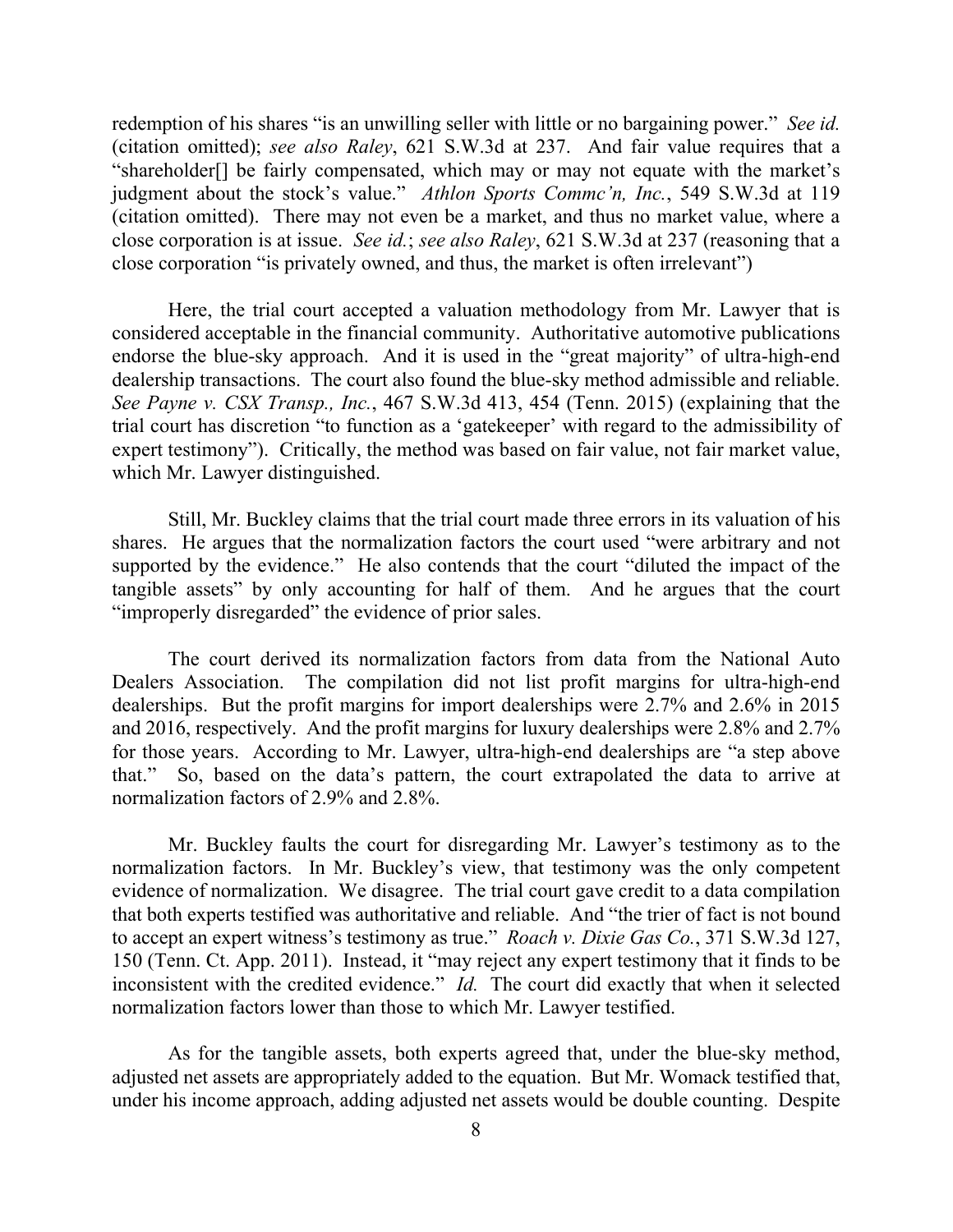redemption of his shares "is an unwilling seller with little or no bargaining power." *See id.* (citation omitted); *see also Raley*, 621 S.W.3d at 237. And fair value requires that a "shareholder[] be fairly compensated, which may or may not equate with the market's judgment about the stock's value." *Athlon Sports Commc'n, Inc.*, 549 S.W.3d at 119 (citation omitted). There may not even be a market, and thus no market value, where a close corporation is at issue. *See id.*; *see also Raley*, 621 S.W.3d at 237 (reasoning that a close corporation "is privately owned, and thus, the market is often irrelevant")

Here, the trial court accepted a valuation methodology from Mr. Lawyer that is considered acceptable in the financial community. Authoritative automotive publications endorse the blue-sky approach. And it is used in the "great majority" of ultra-high-end dealership transactions. The court also found the blue-sky method admissible and reliable. *See Payne v. CSX Transp., Inc.*, 467 S.W.3d 413, 454 (Tenn. 2015) (explaining that the trial court has discretion "to function as a 'gatekeeper' with regard to the admissibility of expert testimony"). Critically, the method was based on fair value, not fair market value, which Mr. Lawyer distinguished.

Still, Mr. Buckley claims that the trial court made three errors in its valuation of his shares. He argues that the normalization factors the court used "were arbitrary and not supported by the evidence." He also contends that the court "diluted the impact of the tangible assets" by only accounting for half of them. And he argues that the court "improperly disregarded" the evidence of prior sales.

The court derived its normalization factors from data from the National Auto Dealers Association. The compilation did not list profit margins for ultra-high-end dealerships. But the profit margins for import dealerships were 2.7% and 2.6% in 2015 and 2016, respectively. And the profit margins for luxury dealerships were 2.8% and 2.7% for those years. According to Mr. Lawyer, ultra-high-end dealerships are "a step above that." So, based on the data's pattern, the court extrapolated the data to arrive at normalization factors of 2.9% and 2.8%.

Mr. Buckley faults the court for disregarding Mr. Lawyer's testimony as to the normalization factors. In Mr. Buckley's view, that testimony was the only competent evidence of normalization. We disagree. The trial court gave credit to a data compilation that both experts testified was authoritative and reliable. And "the trier of fact is not bound to accept an expert witness's testimony as true." *Roach v. Dixie Gas Co.*, 371 S.W.3d 127, 150 (Tenn. Ct. App. 2011). Instead, it "may reject any expert testimony that it finds to be inconsistent with the credited evidence." *Id.* The court did exactly that when it selected normalization factors lower than those to which Mr. Lawyer testified.

As for the tangible assets, both experts agreed that, under the blue-sky method, adjusted net assets are appropriately added to the equation. But Mr. Womack testified that, under his income approach, adding adjusted net assets would be double counting. Despite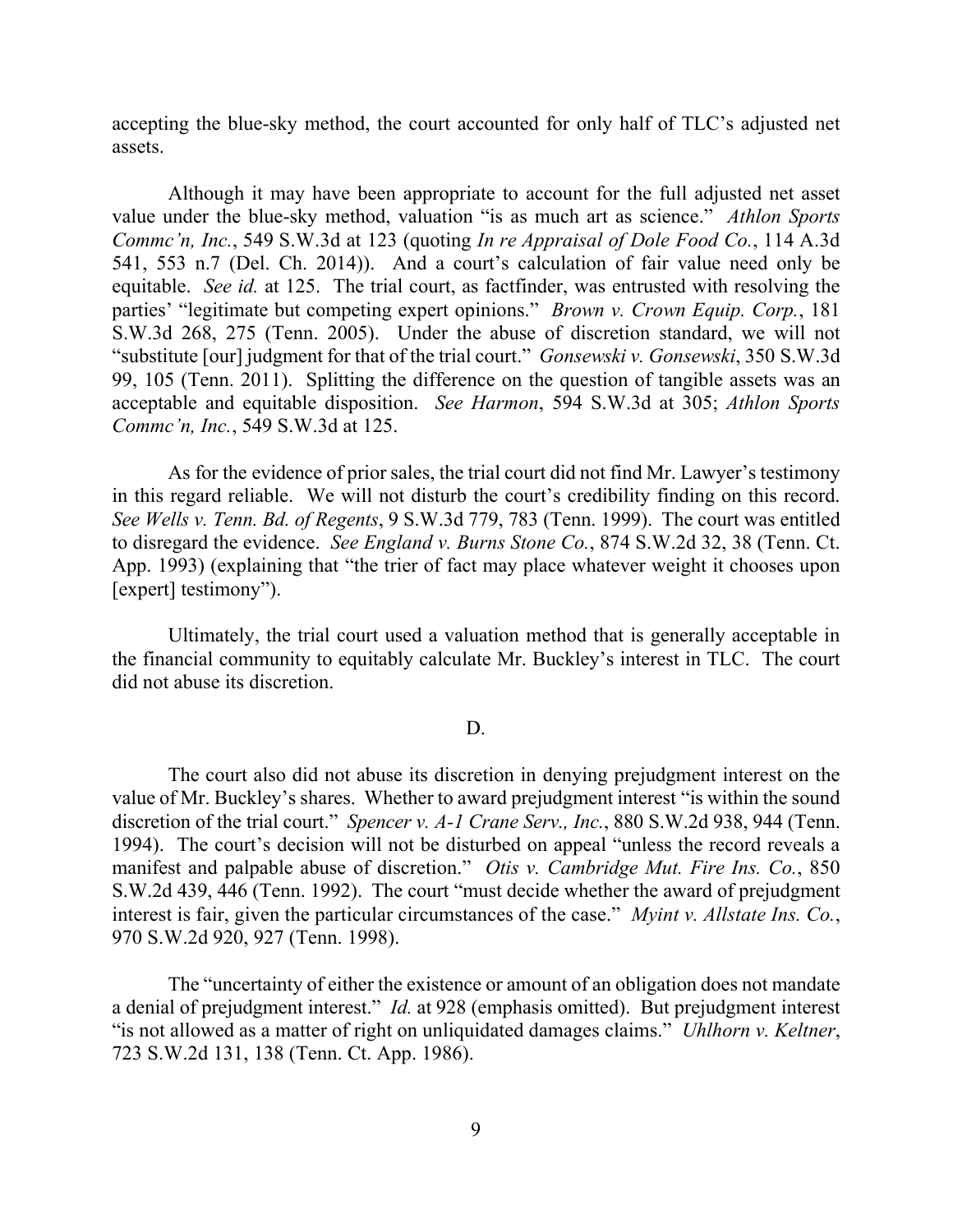accepting the blue-sky method, the court accounted for only half of TLC's adjusted net assets.

Although it may have been appropriate to account for the full adjusted net asset value under the blue-sky method, valuation "is as much art as science." *Athlon Sports Commc'n, Inc.*, 549 S.W.3d at 123 (quoting *In re Appraisal of Dole Food Co.*, 114 A.3d 541, 553 n.7 (Del. Ch. 2014)). And a court's calculation of fair value need only be equitable. *See id.* at 125. The trial court, as factfinder, was entrusted with resolving the parties' "legitimate but competing expert opinions." *Brown v. Crown Equip. Corp.*, 181 S.W.3d 268, 275 (Tenn. 2005). Under the abuse of discretion standard, we will not "substitute [our] judgment for that of the trial court." *Gonsewski v. Gonsewski*, 350 S.W.3d 99, 105 (Tenn. 2011). Splitting the difference on the question of tangible assets was an acceptable and equitable disposition. *See Harmon*, 594 S.W.3d at 305; *Athlon Sports Commc'n, Inc.*, 549 S.W.3d at 125.

As for the evidence of prior sales, the trial court did not find Mr. Lawyer's testimony in this regard reliable. We will not disturb the court's credibility finding on this record. *See Wells v. Tenn. Bd. of Regents*, 9 S.W.3d 779, 783 (Tenn. 1999). The court was entitled to disregard the evidence. *See England v. Burns Stone Co.*, 874 S.W.2d 32, 38 (Tenn. Ct. App. 1993) (explaining that "the trier of fact may place whatever weight it chooses upon [expert] testimony").

Ultimately, the trial court used a valuation method that is generally acceptable in the financial community to equitably calculate Mr. Buckley's interest in TLC. The court did not abuse its discretion.

D.

The court also did not abuse its discretion in denying prejudgment interest on the value of Mr. Buckley's shares. Whether to award prejudgment interest "is within the sound discretion of the trial court." *Spencer v. A-1 Crane Serv., Inc.*, 880 S.W.2d 938, 944 (Tenn. 1994). The court's decision will not be disturbed on appeal "unless the record reveals a manifest and palpable abuse of discretion." *Otis v. Cambridge Mut. Fire Ins. Co.*, 850 S.W.2d 439, 446 (Tenn. 1992). The court "must decide whether the award of prejudgment interest is fair, given the particular circumstances of the case." *Myint v. Allstate Ins. Co.*, 970 S.W.2d 920, 927 (Tenn. 1998).

The "uncertainty of either the existence or amount of an obligation does not mandate a denial of prejudgment interest." *Id.* at 928 (emphasis omitted). But prejudgment interest "is not allowed as a matter of right on unliquidated damages claims." *Uhlhorn v. Keltner*, 723 S.W.2d 131, 138 (Tenn. Ct. App. 1986).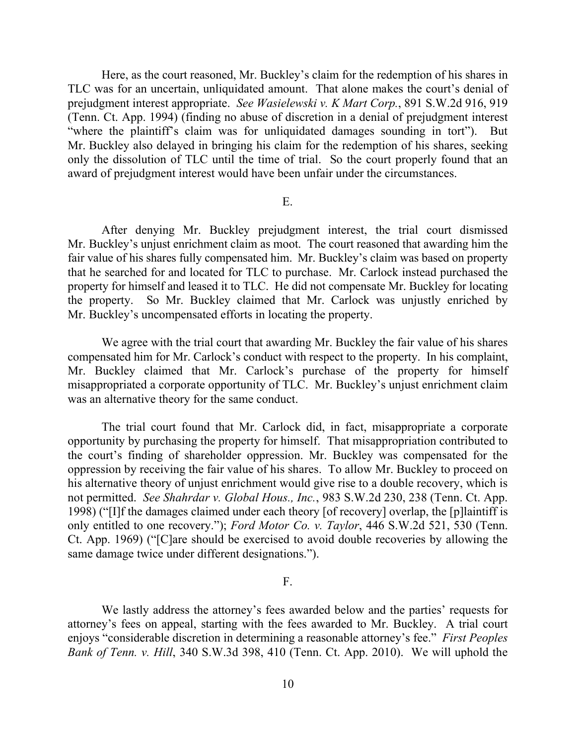Here, as the court reasoned, Mr. Buckley's claim for the redemption of his shares in TLC was for an uncertain, unliquidated amount. That alone makes the court's denial of prejudgment interest appropriate. *See Wasielewski v. K Mart Corp.*, 891 S.W.2d 916, 919 (Tenn. Ct. App. 1994) (finding no abuse of discretion in a denial of prejudgment interest "where the plaintiff's claim was for unliquidated damages sounding in tort"). But Mr. Buckley also delayed in bringing his claim for the redemption of his shares, seeking only the dissolution of TLC until the time of trial. So the court properly found that an award of prejudgment interest would have been unfair under the circumstances.

E.

After denying Mr. Buckley prejudgment interest, the trial court dismissed Mr. Buckley's unjust enrichment claim as moot. The court reasoned that awarding him the fair value of his shares fully compensated him. Mr. Buckley's claim was based on property that he searched for and located for TLC to purchase. Mr. Carlock instead purchased the property for himself and leased it to TLC. He did not compensate Mr. Buckley for locating the property. So Mr. Buckley claimed that Mr. Carlock was unjustly enriched by Mr. Buckley's uncompensated efforts in locating the property.

We agree with the trial court that awarding Mr. Buckley the fair value of his shares compensated him for Mr. Carlock's conduct with respect to the property. In his complaint, Mr. Buckley claimed that Mr. Carlock's purchase of the property for himself misappropriated a corporate opportunity of TLC. Mr. Buckley's unjust enrichment claim was an alternative theory for the same conduct.

The trial court found that Mr. Carlock did, in fact, misappropriate a corporate opportunity by purchasing the property for himself. That misappropriation contributed to the court's finding of shareholder oppression. Mr. Buckley was compensated for the oppression by receiving the fair value of his shares. To allow Mr. Buckley to proceed on his alternative theory of unjust enrichment would give rise to a double recovery, which is not permitted. *See Shahrdar v. Global Hous., Inc.*, 983 S.W.2d 230, 238 (Tenn. Ct. App. 1998) ("[I]f the damages claimed under each theory [of recovery] overlap, the [p]laintiff is only entitled to one recovery."); *Ford Motor Co. v. Taylor*, 446 S.W.2d 521, 530 (Tenn. Ct. App. 1969) ("[C]are should be exercised to avoid double recoveries by allowing the same damage twice under different designations.").

F.

We lastly address the attorney's fees awarded below and the parties' requests for attorney's fees on appeal, starting with the fees awarded to Mr. Buckley. A trial court enjoys "considerable discretion in determining a reasonable attorney's fee." *First Peoples Bank of Tenn. v. Hill*, 340 S.W.3d 398, 410 (Tenn. Ct. App. 2010). We will uphold the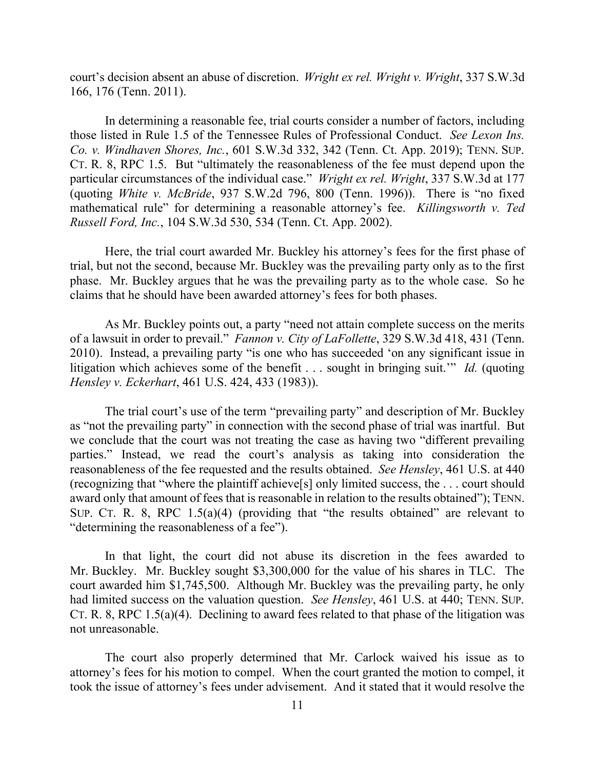court's decision absent an abuse of discretion. *Wright ex rel. Wright v. Wright*, 337 S.W.3d 166, 176 (Tenn. 2011).

In determining a reasonable fee, trial courts consider a number of factors, including those listed in Rule 1.5 of the Tennessee Rules of Professional Conduct. *See Lexon Ins. Co. v. Windhaven Shores, Inc.*, 601 S.W.3d 332, 342 (Tenn. Ct. App. 2019); TENN. SUP. CT. R. 8, RPC 1.5. But "ultimately the reasonableness of the fee must depend upon the particular circumstances of the individual case." *Wright ex rel. Wright*, 337 S.W.3d at 177 (quoting *White v. McBride*, 937 S.W.2d 796, 800 (Tenn. 1996)). There is "no fixed mathematical rule" for determining a reasonable attorney's fee. *Killingsworth v. Ted Russell Ford, Inc.*, 104 S.W.3d 530, 534 (Tenn. Ct. App. 2002).

Here, the trial court awarded Mr. Buckley his attorney's fees for the first phase of trial, but not the second, because Mr. Buckley was the prevailing party only as to the first phase. Mr. Buckley argues that he was the prevailing party as to the whole case. So he claims that he should have been awarded attorney's fees for both phases.

As Mr. Buckley points out, a party "need not attain complete success on the merits of a lawsuit in order to prevail." *Fannon v. City of LaFollette*, 329 S.W.3d 418, 431 (Tenn. 2010). Instead, a prevailing party "is one who has succeeded 'on any significant issue in litigation which achieves some of the benefit . . . sought in bringing suit.'" *Id.* (quoting *Hensley v. Eckerhart*, 461 U.S. 424, 433 (1983)).

The trial court's use of the term "prevailing party" and description of Mr. Buckley as "not the prevailing party" in connection with the second phase of trial was inartful. But we conclude that the court was not treating the case as having two "different prevailing parties." Instead, we read the court's analysis as taking into consideration the reasonableness of the fee requested and the results obtained. *See Hensley*, 461 U.S. at 440 (recognizing that "where the plaintiff achieve[s] only limited success, the . . . court should award only that amount of fees that is reasonable in relation to the results obtained"); TENN. SUP. CT. R. 8, RPC 1.5(a)(4) (providing that "the results obtained" are relevant to "determining the reasonableness of a fee").

In that light, the court did not abuse its discretion in the fees awarded to Mr. Buckley. Mr. Buckley sought $3,300,000 for the value of his shares in TLC. The court awarded him $1,745,500. Although Mr. Buckley was the prevailing party, he only had limited success on the valuation question. *See Hensley*, 461 U.S. at 440; TENN. SUP. CT. R. 8, RPC 1.5(a)(4). Declining to award fees related to that phase of the litigation was not unreasonable.

The court also properly determined that Mr. Carlock waived his issue as to attorney's fees for his motion to compel. When the court granted the motion to compel, it took the issue of attorney's fees under advisement. And it stated that it would resolve the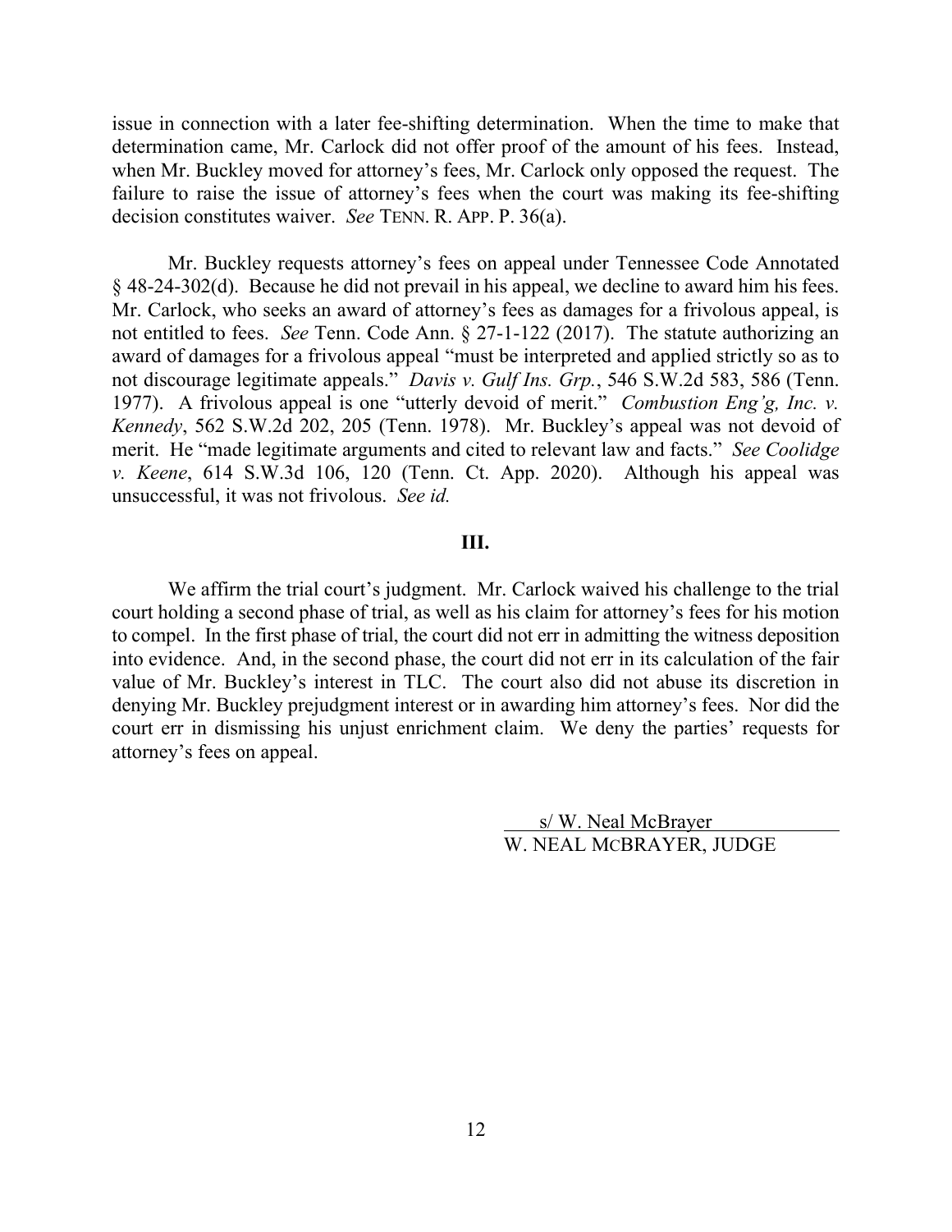issue in connection with a later fee-shifting determination. When the time to make that determination came, Mr. Carlock did not offer proof of the amount of his fees. Instead, when Mr. Buckley moved for attorney's fees, Mr. Carlock only opposed the request. The failure to raise the issue of attorney's fees when the court was making its fee-shifting decision constitutes waiver. *See* TENN. R. APP. P. 36(a).

Mr. Buckley requests attorney's fees on appeal under Tennessee Code Annotated § 48-24-302(d). Because he did not prevail in his appeal, we decline to award him his fees. Mr. Carlock, who seeks an award of attorney's fees as damages for a frivolous appeal, is not entitled to fees. *See* Tenn. Code Ann. § 27-1-122 (2017). The statute authorizing an award of damages for a frivolous appeal "must be interpreted and applied strictly so as to not discourage legitimate appeals." *Davis v. Gulf Ins. Grp.*, 546 S.W.2d 583, 586 (Tenn. 1977). A frivolous appeal is one "utterly devoid of merit." *Combustion Eng'g, Inc. v. Kennedy*, 562 S.W.2d 202, 205 (Tenn. 1978). Mr. Buckley's appeal was not devoid of merit. He "made legitimate arguments and cited to relevant law and facts." *See Coolidge v. Keene*, 614 S.W.3d 106, 120 (Tenn. Ct. App. 2020). Although his appeal was unsuccessful, it was not frivolous. *See id.*

## III.

We affirm the trial court's judgment. Mr. Carlock waived his challenge to the trial court holding a second phase of trial, as well as his claim for attorney's fees for his motion to compel. In the first phase of trial, the court did not err in admitting the witness deposition into evidence. And, in the second phase, the court did not err in its calculation of the fair value of Mr. Buckley's interest in TLC. The court also did not abuse its discretion in denying Mr. Buckley prejudgment interest or in awarding him attorney's fees. Nor did the court err in dismissing his unjust enrichment claim. We deny the parties' requests for attorney's fees on appeal.

s/ W. Neal McBrayer

W. NEAL MCBRAYER, JUDGE